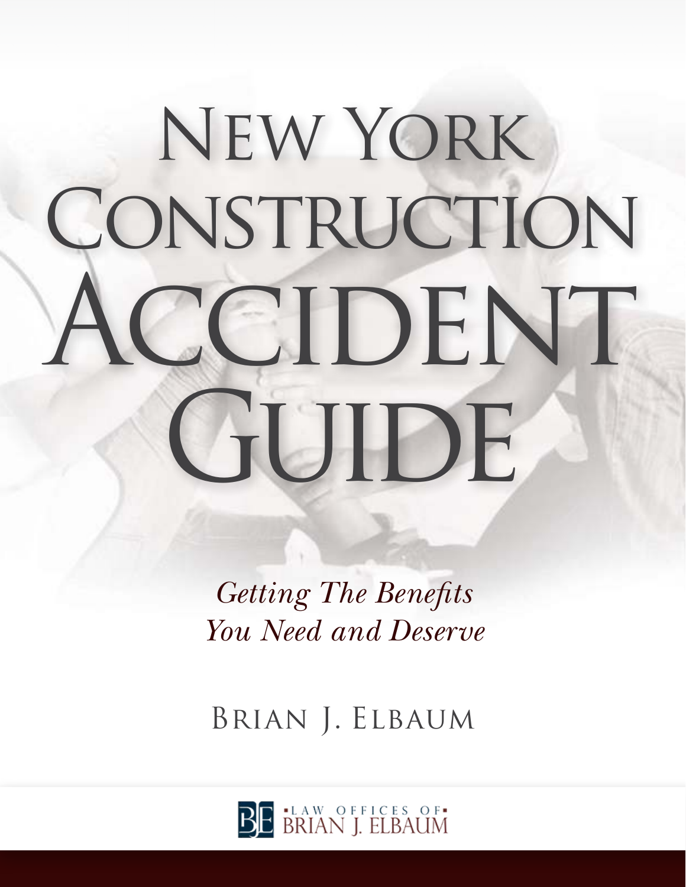# New York Construction Accident Guide

*Getting The Benefits You Need and Deserve*

Brian J. Elbaum

Law Offices of Brian J. Elbaum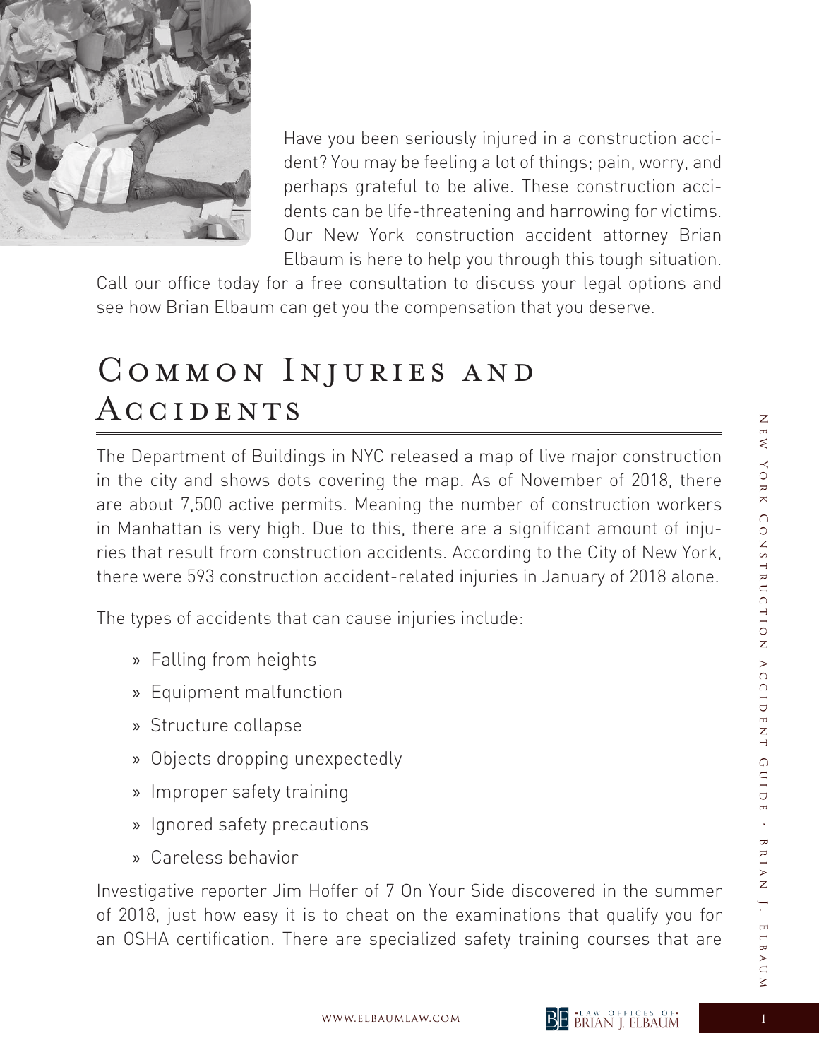Have you been seriously injured in a construction accident? You may be feeling a lot of things; pain, worry, and perhaps grateful to be alive. These construction accidents can be life-threatening and harrowing for victims. Our New York construction accident attorney Brian Elbaum is here to help you through this tough situation. Call our office today for a free consultation to discuss your legal options and see how Brian Elbaum can get you the compensation that you deserve.

## Common Injuries and Accidents

The Department of Buildings in NYC released a map of live major construction in the city and shows dots covering the map. As of November of 2018, there are about 7,500 active permits. Meaning the number of construction workers in Manhattan is very high. Due to this, there are a significant amount of injuries that result from construction accidents. According to the City of New York, there were 593 construction accident-related injuries in January of 2018 alone.

The types of accidents that can cause injuries include:

- Falling from heights
- Equipment malfunction
- Structure collapse
- Objects dropping unexpectedly
- Improper safety training
- Ignored safety precautions
- Careless behavior

Investigative reporter Jim Hoffer of 7 On Your Side discovered in the summer of 2018, just how easy it is to cheat on the examinations that qualify you for an OSHA certification. There are specialized safety training courses that are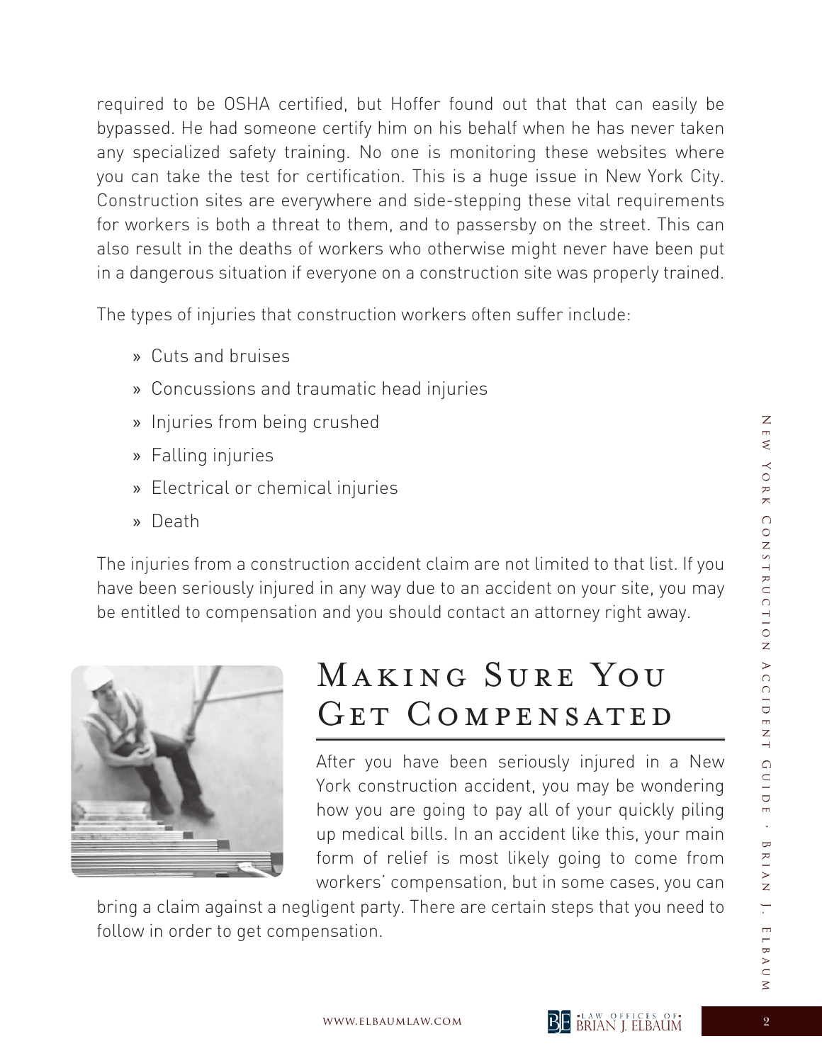required to be OSHA certified, but Hoffer found out that that can easily be bypassed. He had someone certify him on his behalf when he has never taken any specialized safety training. No one is monitoring these websites where you can take the test for certification. This is a huge issue in New York City. Construction sites are everywhere and side-stepping these vital requirements for workers is both a threat to them, and to passersby on the street. This can also result in the deaths of workers who otherwise might never have been put in a dangerous situation if everyone on a construction site was properly trained.

The types of injuries that construction workers often suffer include:

- Cuts and bruises
- Concussions and traumatic head injuries
- Injuries from being crushed
- Falling injuries
- Electrical or chemical injuries
- Death

The injuries from a construction accident claim are not limited to that list. If you have been seriously injured in any way due to an accident on your site, you may be entitled to compensation and you should contact an attorney right away.

## Making Sure You Get Compensated

After you have been seriously injured in a New York construction accident, you may be wondering how you are going to pay all of your quickly piling up medical bills. In an accident like this, your main form of relief is most likely going to come from workers' compensation, but in some cases, you can bring a claim against a negligent party. There are certain steps that you need to follow in order to get compensation.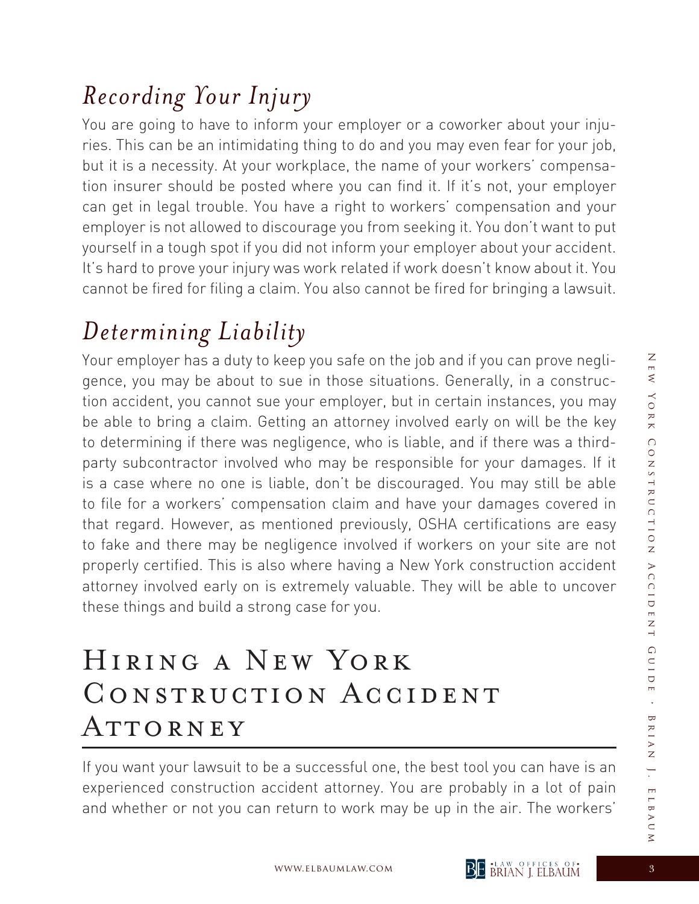## *Recording Your Injury*

You are going to have to inform your employer or a coworker about your injuries. This can be an intimidating thing to do and you may even fear for your job, but it is a necessity. At your workplace, the name of your workers' compensation insurer should be posted where you can find it. If it's not, your employer can get in legal trouble. You have a right to workers' compensation and your employer is not allowed to discourage you from seeking it. You don't want to put yourself in a tough spot if you did not inform your employer about your accident. It's hard to prove your injury was work related if work doesn't know about it. You cannot be fired for filing a claim. You also cannot be fired for bringing a lawsuit.

## *Determining Liability*

Your employer has a duty to keep you safe on the job and if you can prove negligence, you may be about to sue in those situations. Generally, in a construction accident, you cannot sue your employer, but in certain instances, you may be able to bring a claim. Getting an attorney involved early on will be the key to determining if there was negligence, who is liable, and if there was a third-party subcontractor involved who may be responsible for your damages. If it is a case where no one is liable, don't be discouraged. You may still be able to file for a workers' compensation claim and have your damages covered in that regard. However, as mentioned previously, OSHA certifications are easy to fake and there may be negligence involved if workers on your site are not properly certified. This is also where having a New York construction accident attorney involved early on is extremely valuable. They will be able to uncover these things and build a strong case for you.

# Hiring a New York Construction Accident Attorney

If you want your lawsuit to be a successful one, the best tool you can have is an experienced construction accident attorney. You are probably in a lot of pain and whether or not you can return to work may be up in the air. The workers'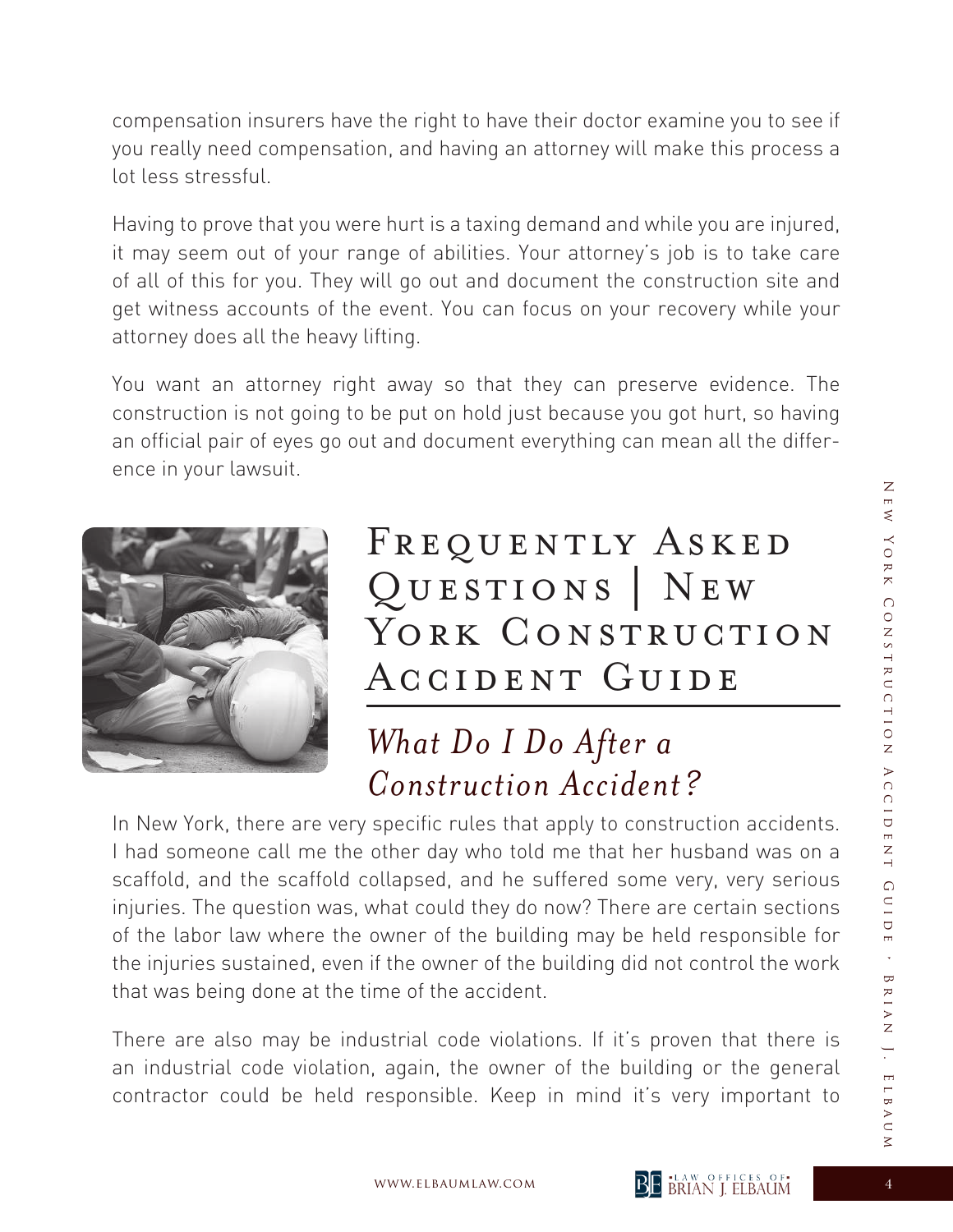compensation insurers have the right to have their doctor examine you to see if you really need compensation, and having an attorney will make this process a lot less stressful.

Having to prove that you were hurt is a taxing demand and while you are injured, it may seem out of your range of abilities. Your attorney's job is to take care of all of this for you. They will go out and document the construction site and get witness accounts of the event. You can focus on your recovery while your attorney does all the heavy lifting.

You want an attorney right away so that they can preserve evidence. The construction is not going to be put on hold just because you got hurt, so having an official pair of eyes go out and document everything can mean all the difference in your lawsuit.

# Frequently Asked Questions | New York Construction Accident Guide

## *What Do I Do After a Construction Accident?*

In New York, there are very specific rules that apply to construction accidents. I had someone call me the other day who told me that her husband was on a scaffold, and the scaffold collapsed, and he suffered some very, very serious injuries. The question was, what could they do now? There are certain sections of the labor law where the owner of the building may be held responsible for the injuries sustained, even if the owner of the building did not control the work that was being done at the time of the accident.

There are also may be industrial code violations. If it's proven that there is an industrial code violation, again, the owner of the building or the general contractor could be held responsible. Keep in mind it's very important to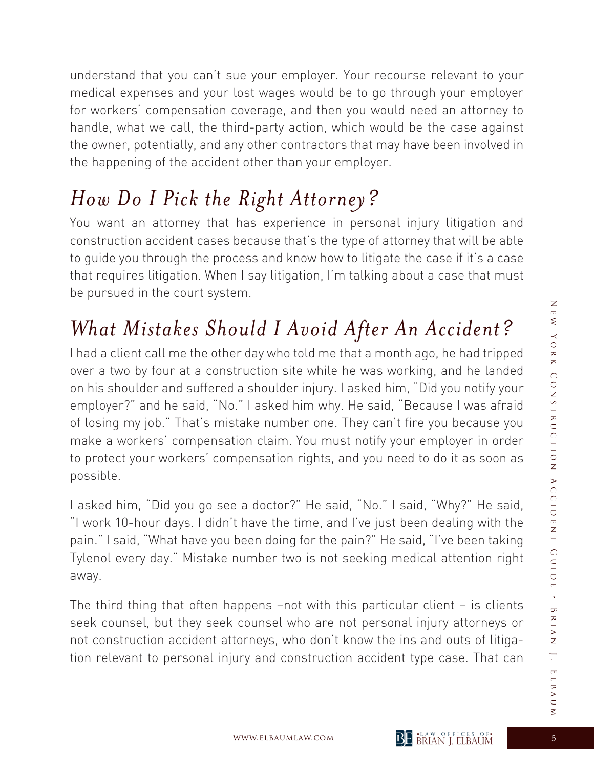understand that you can't sue your employer. Your recourse relevant to your medical expenses and your lost wages would be to go through your employer for workers' compensation coverage, and then you would need an attorney to handle, what we call, the third-party action, which would be the case against the owner, potentially, and any other contractors that may have been involved in the happening of the accident other than your employer.

## *How Do I Pick the Right Attorney?*

You want an attorney that has experience in personal injury litigation and construction accident cases because that's the type of attorney that will be able to guide you through the process and know how to litigate the case if it's a case that requires litigation. When I say litigation, I'm talking about a case that must be pursued in the court system.

## *What Mistakes Should I Avoid After An Accident?*

I had a client call me the other day who told me that a month ago, he had tripped over a two by four at a construction site while he was working, and he landed on his shoulder and suffered a shoulder injury. I asked him, "Did you notify your employer?" and he said, "No." I asked him why. He said, "Because I was afraid of losing my job." That's mistake number one. They can't fire you because you make a workers' compensation claim. You must notify your employer in order to protect your workers' compensation rights, and you need to do it as soon as possible.

I asked him, "Did you go see a doctor?" He said, "No." I said, "Why?" He said, "I work 10-hour days. I didn't have the time, and I've just been dealing with the pain." I said, "What have you been doing for the pain?" He said, "I've been taking Tylenol every day." Mistake number two is not seeking medical attention right away.

The third thing that often happens –not with this particular client – is clients seek counsel, but they seek counsel who are not personal injury attorneys or not construction accident attorneys, who don't know the ins and outs of litigation relevant to personal injury and construction accident type case. That can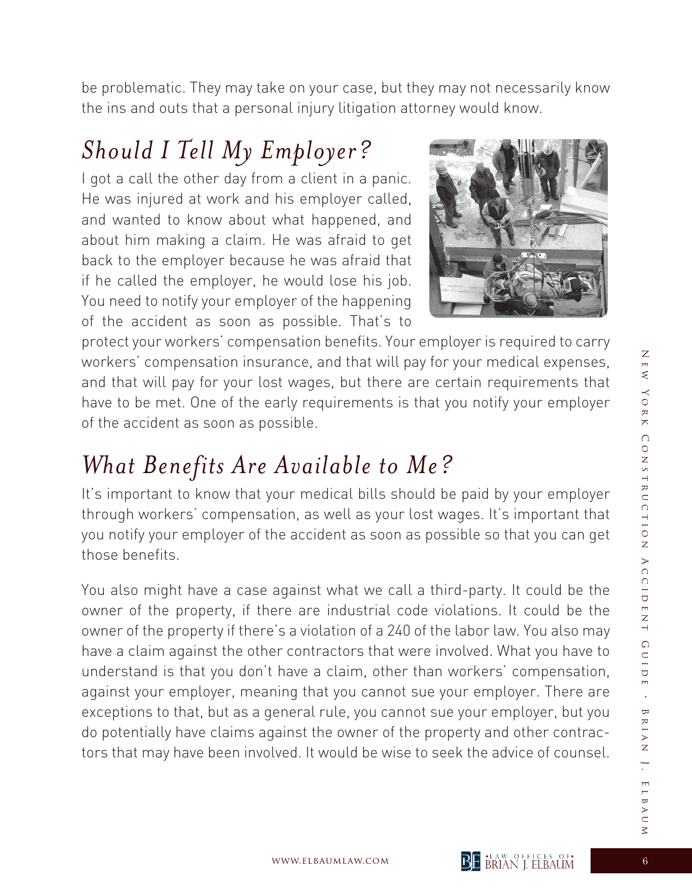be problematic. They may take on your case, but they may not necessarily know the ins and outs that a personal injury litigation attorney would know.

## *Should I Tell My Employer?*

I got a call the other day from a client in a panic. He was injured at work and his employer called, and wanted to know about what happened, and about him making a claim. He was afraid to get back to the employer because he was afraid that if he called the employer, he would lose his job. You need to notify your employer of the happening of the accident as soon as possible. That's to protect your workers' compensation benefits. Your employer is required to carry workers' compensation insurance, and that will pay for your medical expenses, and that will pay for your lost wages, but there are certain requirements that have to be met. One of the early requirements is that you notify your employer of the accident as soon as possible.

## *What Benefits Are Available to Me?*

It's important to know that your medical bills should be paid by your employer through workers' compensation, as well as your lost wages. It's important that you notify your employer of the accident as soon as possible so that you can get those benefits.

You also might have a case against what we call a third-party. It could be the owner of the property, if there are industrial code violations. It could be the owner of the property if there's a violation of a 240 of the labor law. You also may have a claim against the other contractors that were involved. What you have to understand is that you don't have a claim, other than workers' compensation, against your employer, meaning that you cannot sue your employer. There are exceptions to that, but as a general rule, you cannot sue your employer, but you do potentially have claims against the owner of the property and other contractors that may have been involved. It would be wise to seek the advice of counsel.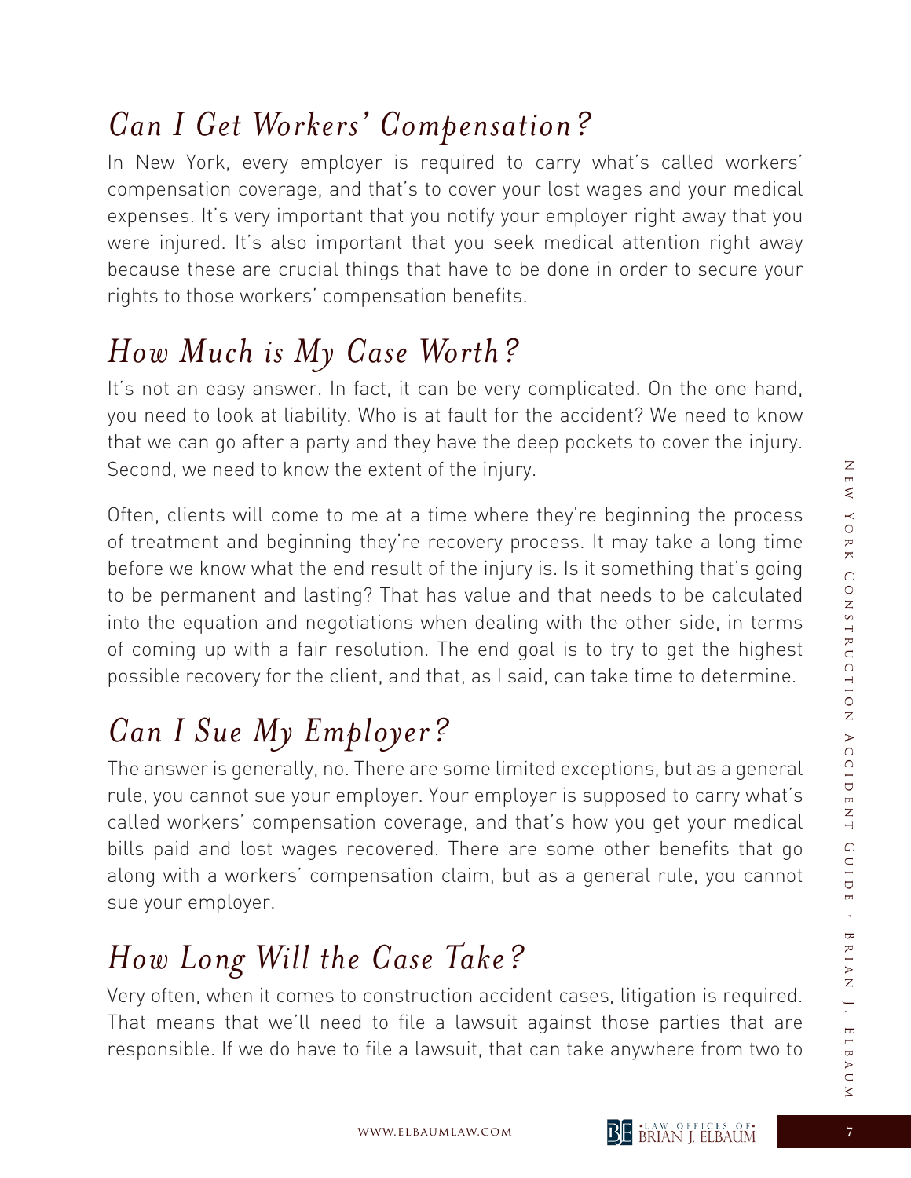## *Can I Get Workers' Compensation?*

In New York, every employer is required to carry what's called workers' compensation coverage, and that's to cover your lost wages and your medical expenses. It's very important that you notify your employer right away that you were injured. It's also important that you seek medical attention right away because these are crucial things that have to be done in order to secure your rights to those workers' compensation benefits.

## *How Much is My Case Worth?*

It's not an easy answer. In fact, it can be very complicated. On the one hand, you need to look at liability. Who is at fault for the accident? We need to know that we can go after a party and they have the deep pockets to cover the injury. Second, we need to know the extent of the injury.

Often, clients will come to me at a time where they're beginning the process of treatment and beginning they're recovery process. It may take a long time before we know what the end result of the injury is. Is it something that's going to be permanent and lasting? That has value and that needs to be calculated into the equation and negotiations when dealing with the other side, in terms of coming up with a fair resolution. The end goal is to try to get the highest possible recovery for the client, and that, as I said, can take time to determine.

## *Can I Sue My Employer?*

The answer is generally, no. There are some limited exceptions, but as a general rule, you cannot sue your employer. Your employer is supposed to carry what's called workers' compensation coverage, and that's how you get your medical bills paid and lost wages recovered. There are some other benefits that go along with a workers' compensation claim, but as a general rule, you cannot sue your employer.

## *How Long Will the Case Take?*

Very often, when it comes to construction accident cases, litigation is required. That means that we'll need to file a lawsuit against those parties that are responsible. If we do have to file a lawsuit, that can take anywhere from two to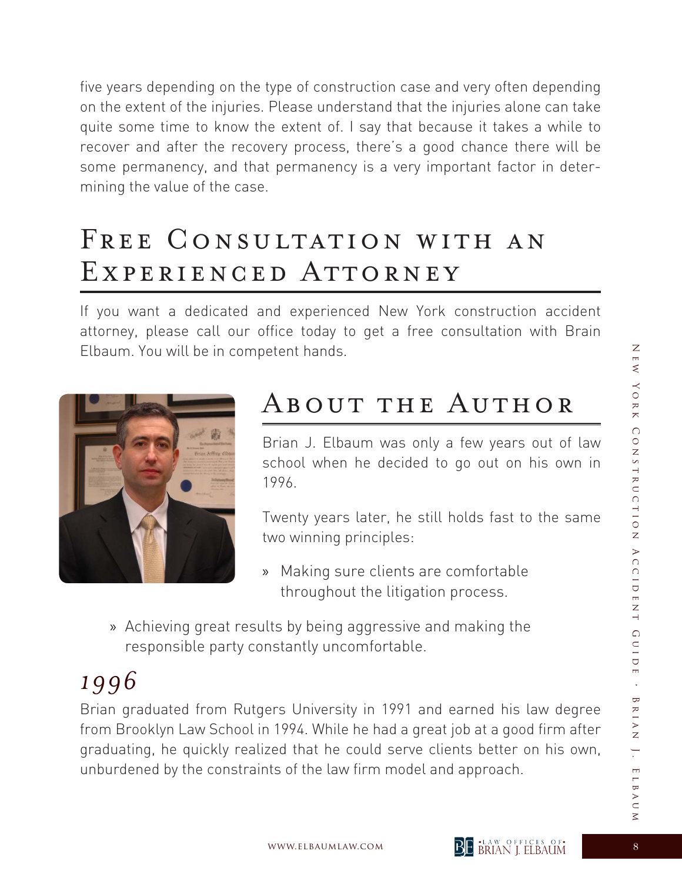five years depending on the type of construction case and very often depending on the extent of the injuries. Please understand that the injuries alone can take quite some time to know the extent of. I say that because it takes a while to recover and after the recovery process, there's a good chance there will be some permanency, and that permanency is a very important factor in determining the value of the case.

## Free Consultation with an Experienced Attorney

If you want a dedicated and experienced New York construction accident attorney, please call our office today to get a free consultation with Brain Elbaum. You will be in competent hands.

## About the Author

Brian J. Elbaum was only a few years out of law school when he decided to go out on his own in 1996.

Twenty years later, he still holds fast to the same two winning principles:

- Making sure clients are comfortable throughout the litigation process.
- Achieving great results by being aggressive and making the responsible party constantly uncomfortable.

### *1996*

Brian graduated from Rutgers University in 1991 and earned his law degree from Brooklyn Law School in 1994. While he had a great job at a good firm after graduating, he quickly realized that he could serve clients better on his own, unburdened by the constraints of the law firm model and approach.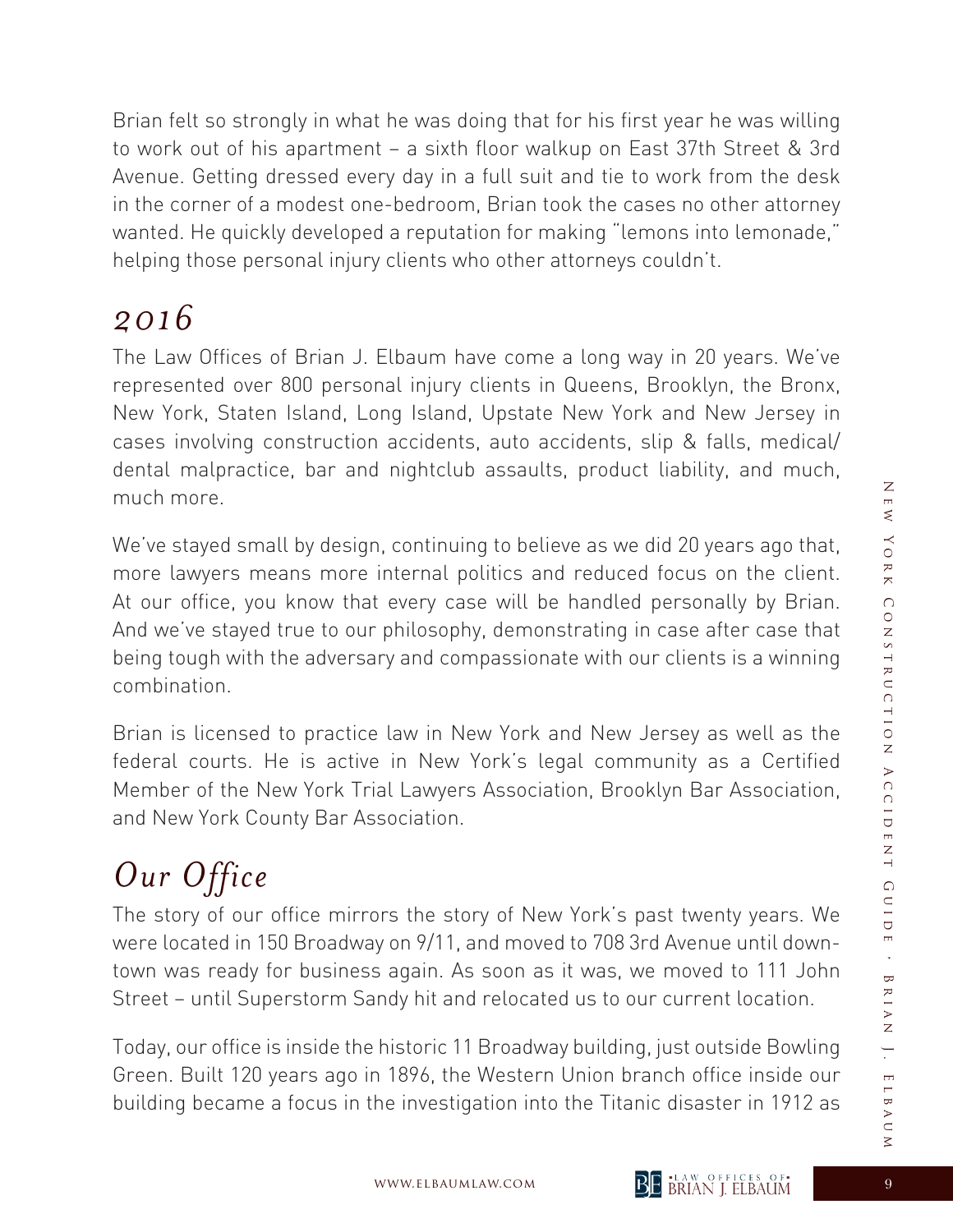Brian felt so strongly in what he was doing that for his first year he was willing to work out of his apartment – a sixth floor walkup on East 37th Street & 3rd Avenue. Getting dressed every day in a full suit and tie to work from the desk in the corner of a modest one-bedroom, Brian took the cases no other attorney wanted. He quickly developed a reputation for making "lemons into lemonade," helping those personal injury clients who other attorneys couldn't.

## *2016*

The Law Offices of Brian J. Elbaum have come a long way in 20 years. We've represented over 800 personal injury clients in Queens, Brooklyn, the Bronx, New York, Staten Island, Long Island, Upstate New York and New Jersey in cases involving construction accidents, auto accidents, slip & falls, medical/dental malpractice, bar and nightclub assaults, product liability, and much, much more.

We've stayed small by design, continuing to believe as we did 20 years ago that, more lawyers means more internal politics and reduced focus on the client. At our office, you know that every case will be handled personally by Brian. And we've stayed true to our philosophy, demonstrating in case after case that being tough with the adversary and compassionate with our clients is a winning combination.

Brian is licensed to practice law in New York and New Jersey as well as the federal courts. He is active in New York's legal community as a Certified Member of the New York Trial Lawyers Association, Brooklyn Bar Association, and New York County Bar Association.

## *Our Office*

The story of our office mirrors the story of New York's past twenty years. We were located in 150 Broadway on 9/11, and moved to 708 3rd Avenue until downtown was ready for business again. As soon as it was, we moved to 111 John Street – until Superstorm Sandy hit and relocated us to our current location.

Today, our office is inside the historic 11 Broadway building, just outside Bowling Green. Built 120 years ago in 1896, the Western Union branch office inside our building became a focus in the investigation into the Titanic disaster in 1912 as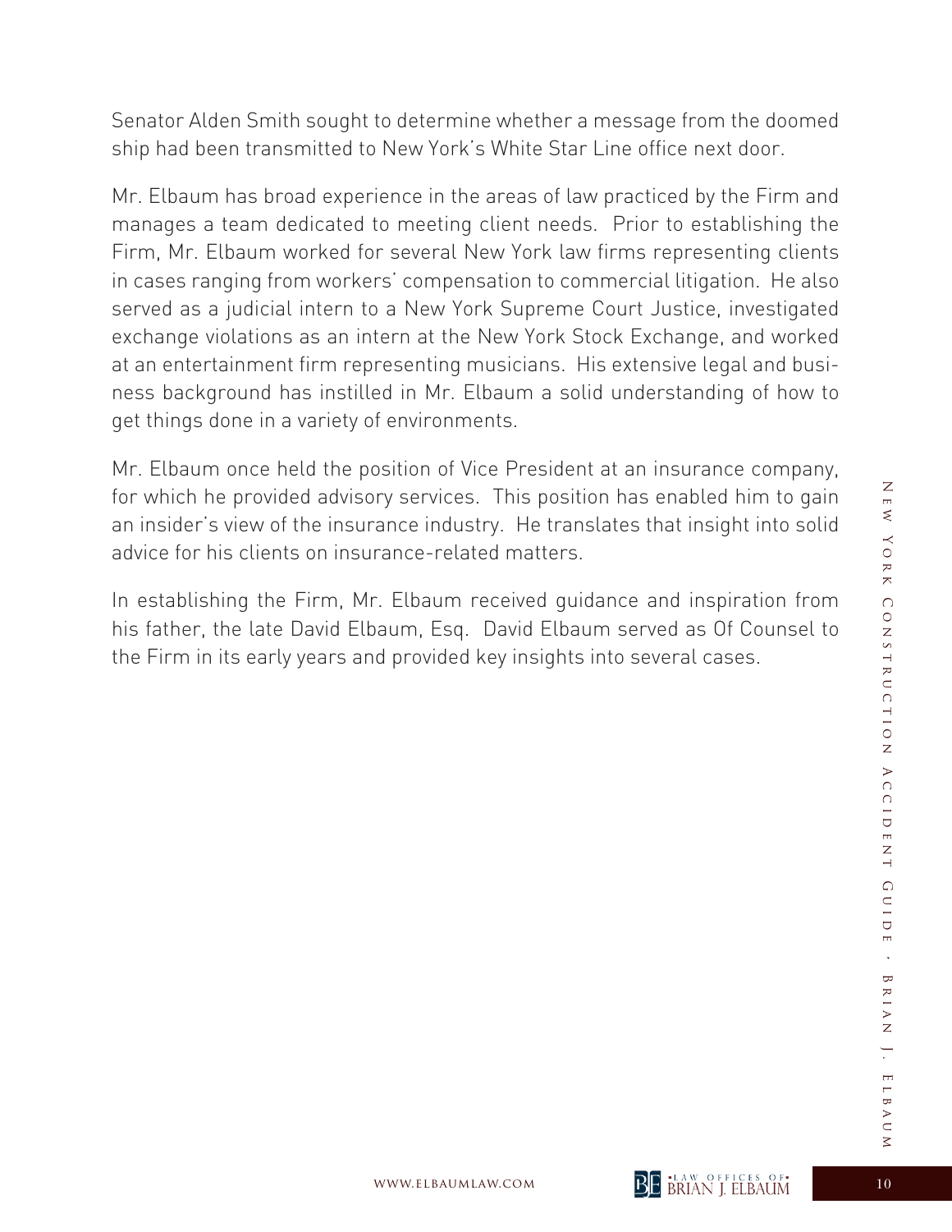Senator Alden Smith sought to determine whether a message from the doomed ship had been transmitted to New York's White Star Line office next door.

Mr. Elbaum has broad experience in the areas of law practiced by the Firm and manages a team dedicated to meeting client needs. Prior to establishing the Firm, Mr. Elbaum worked for several New York law firms representing clients in cases ranging from workers' compensation to commercial litigation. He also served as a judicial intern to a New York Supreme Court Justice, investigated exchange violations as an intern at the New York Stock Exchange, and worked at an entertainment firm representing musicians. His extensive legal and business background has instilled in Mr. Elbaum a solid understanding of how to get things done in a variety of environments.

Mr. Elbaum once held the position of Vice President at an insurance company, for which he provided advisory services. This position has enabled him to gain an insider's view of the insurance industry. He translates that insight into solid advice for his clients on insurance-related matters.

In establishing the Firm, Mr. Elbaum received guidance and inspiration from his father, the late David Elbaum, Esq. David Elbaum served as Of Counsel to the Firm in its early years and provided key insights into several cases.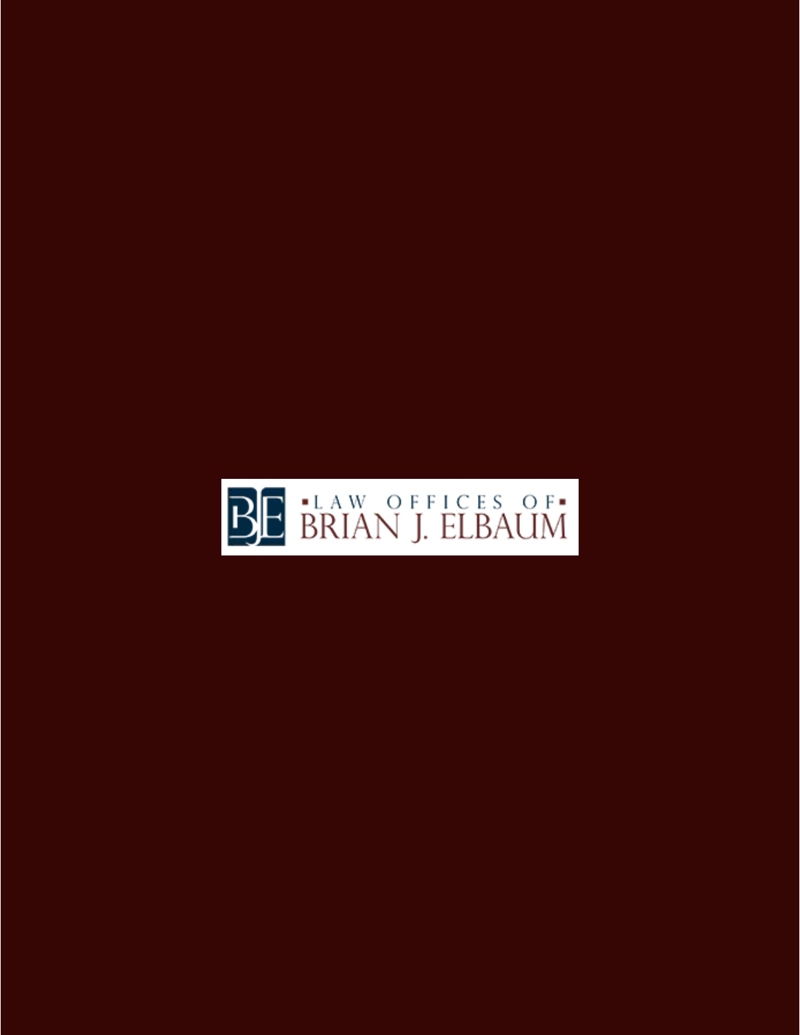LAW OFFICES OF

BRIAN J. ELBAUM